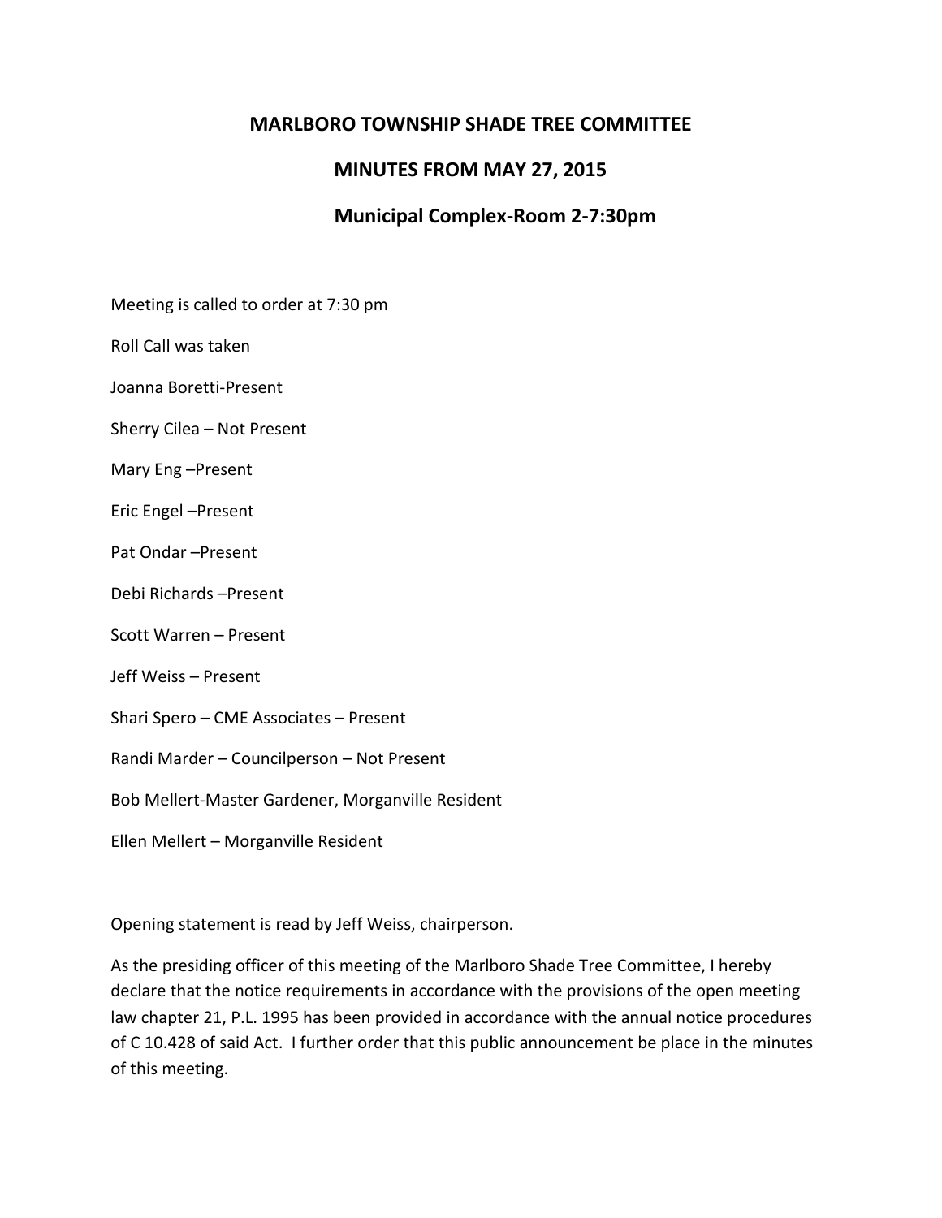# MARLBORO TOWNSHIP SHADE TREE COMMITTEE

## MINUTES FROM MAY 27, 2015

### Municipal Complex-Room 2-7:30pm

Meeting is called to order at 7:30 pm

Roll Call was taken

Joanna Boretti-Present

Sherry Cilea – Not Present

Mary Eng –Present

Eric Engel –Present

Pat Ondar –Present

Debi Richards –Present

Scott Warren – Present

Jeff Weiss – Present

Shari Spero – CME Associates – Present

Randi Marder – Councilperson – Not Present

Bob Mellert-Master Gardener, Morganville Resident

Ellen Mellert – Morganville Resident

Opening statement is read by Jeff Weiss, chairperson.

As the presiding officer of this meeting of the Marlboro Shade Tree Committee, I hereby declare that the notice requirements in accordance with the provisions of the open meeting law chapter 21, P.L. 1995 has been provided in accordance with the annual notice procedures of C 10.428 of said Act. I further order that this public announcement be place in the minutes of this meeting.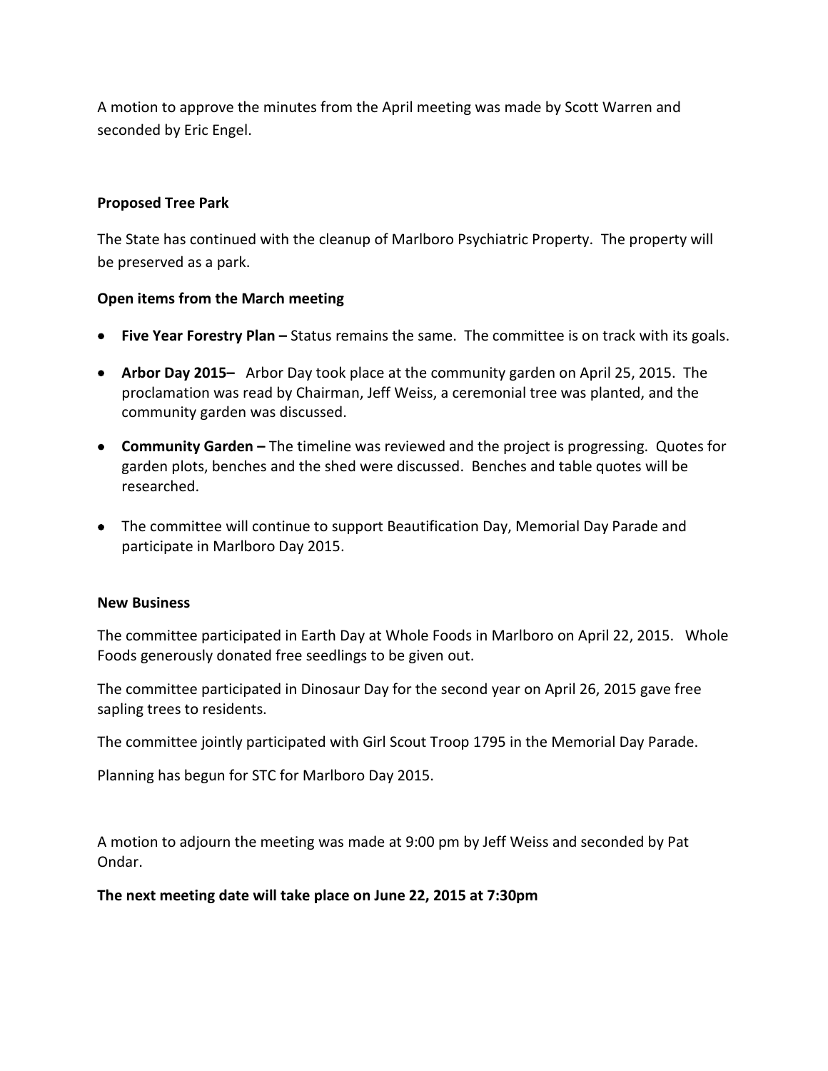A motion to approve the minutes from the April meeting was made by Scott Warren and seconded by Eric Engel.

**Proposed Tree Park**

The State has continued with the cleanup of Marlboro Psychiatric Property. The property will be preserved as a park.

**Open items from the March meeting**

- **Five Year Forestry Plan –** Status remains the same. The committee is on track with its goals.
- **Arbor Day 2015–** Arbor Day took place at the community garden on April 25, 2015. The proclamation was read by Chairman, Jeff Weiss, a ceremonial tree was planted, and the community garden was discussed.
- **Community Garden –** The timeline was reviewed and the project is progressing. Quotes for garden plots, benches and the shed were discussed. Benches and table quotes will be researched.
- The committee will continue to support Beautification Day, Memorial Day Parade and participate in Marlboro Day 2015.

**New Business**

The committee participated in Earth Day at Whole Foods in Marlboro on April 22, 2015. Whole Foods generously donated free seedlings to be given out.

The committee participated in Dinosaur Day for the second year on April 26, 2015 gave free sapling trees to residents.

The committee jointly participated with Girl Scout Troop 1795 in the Memorial Day Parade.

Planning has begun for STC for Marlboro Day 2015.

A motion to adjourn the meeting was made at 9:00 pm by Jeff Weiss and seconded by Pat Ondar.

**The next meeting date will take place on June 22, 2015 at 7:30pm**